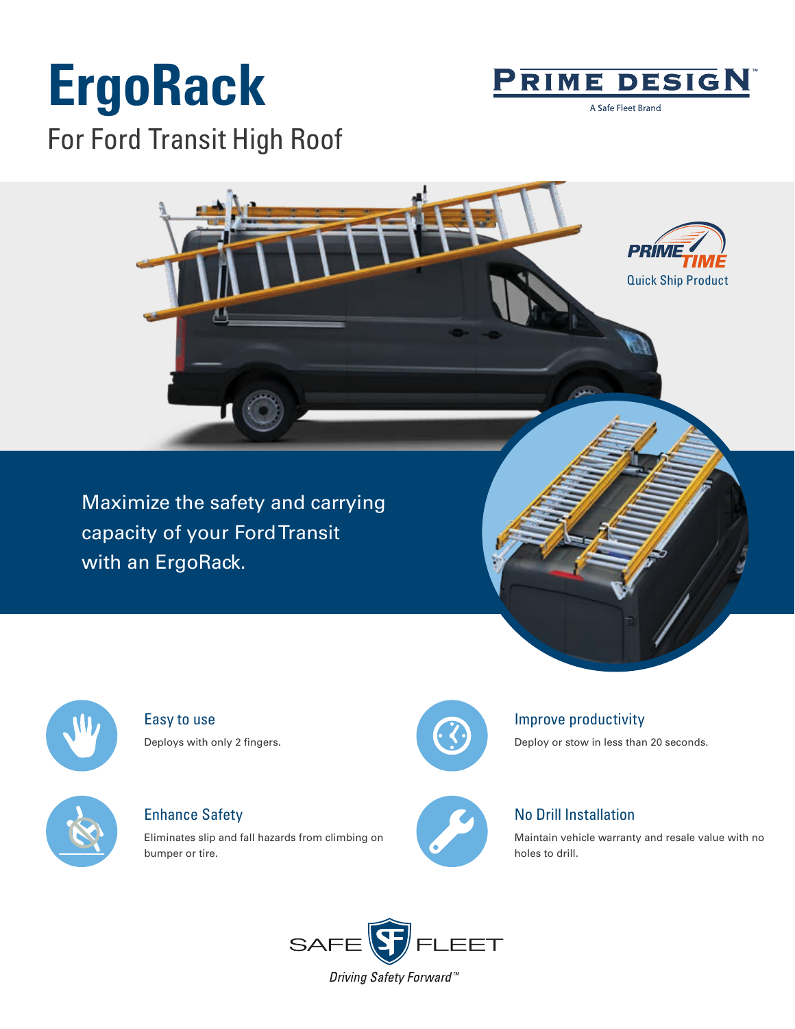# ErgoRack

## For Ford Transit High Roof

PRIME DESIGN™

A Safe Fleet Brand

PRIME TIME

Quick Ship Product

Maximize the safety and carrying capacity of your Ford Transit with an ErgoRack.

### Easy to use

Deploys with only 2 fingers.

### Improve productivity

Deploy or stow in less than 20 seconds.

### Enhance Safety

Eliminates slip and fall hazards from climbing on bumper or tire.

### No Drill Installation

Maintain vehicle warranty and resale value with no holes to drill.

SAFE FLEET

*Driving Safety Forward™*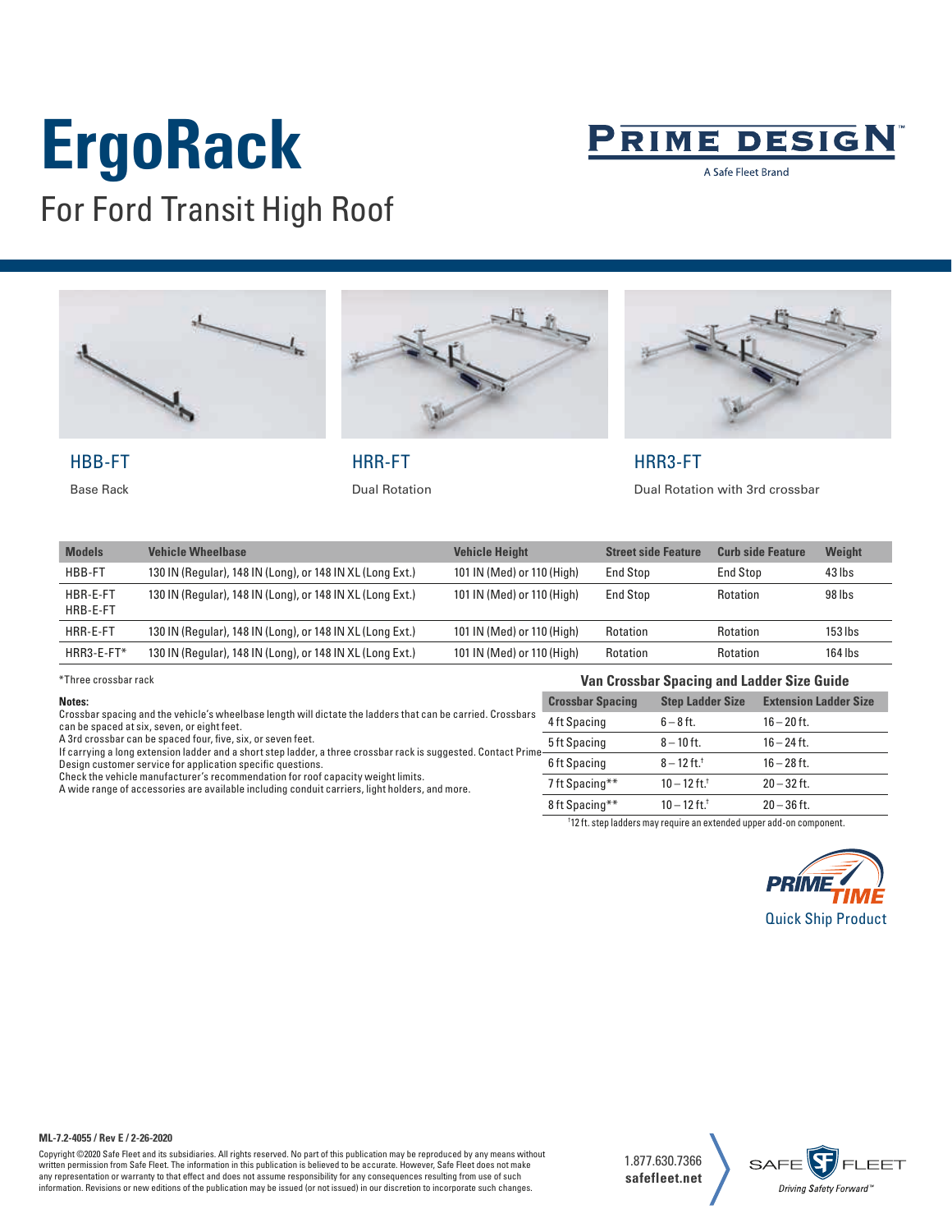# ErgoRack

## For Ford Transit High Roof

PRIME DESIGN
A Safe Fleet Brand

### HBB-FT

Base Rack

### HRR-FT

Dual Rotation

### HRR3-FT

Dual Rotation with 3rd crossbar

| Models | Vehicle Wheelbase | Vehicle Height | Street side Feature | Curb side Feature | Weight |
|---|---|---|---|---|---|
| HBB-FT | 130 IN (Regular), 148 IN (Long), or 148 IN XL (Long Ext.) | 101 IN (Med) or 110 (High) | End Stop | End Stop | 43 lbs |
| HBR-E-FT HRB-E-FT | 130 IN (Regular), 148 IN (Long), or 148 IN XL (Long Ext.) | 101 IN (Med) or 110 (High) | End Stop | Rotation | 98 lbs |
| HRR-E-FT | 130 IN (Regular), 148 IN (Long), or 148 IN XL (Long Ext.) | 101 IN (Med) or 110 (High) | Rotation | Rotation | 153 lbs |
| HRR3-E-FT* | 130 IN (Regular), 148 IN (Long), or 148 IN XL (Long Ext.) | 101 IN (Med) or 110 (High) | Rotation | Rotation | 164 lbs |

*Three crossbar rack

**Notes:**
Crossbar spacing and the vehicle's wheelbase length will dictate the ladders that can be carried. Crossbars can be spaced at six, seven, or eight feet.
A 3rd crossbar can be spaced four, five, six, or seven feet.
If carrying a long extension ladder and a short step ladder, a three crossbar rack is suggested. Contact Prime Design customer service for application specific questions.
Check the vehicle manufacturer's recommendation for roof capacity weight limits.
A wide range of accessories are available including conduit carriers, light holders, and more.

**Van Crossbar Spacing and Ladder Size Guide**

| Crossbar Spacing | Step Ladder Size | Extension Ladder Size |
|---|---|---|
| 4 ft Spacing | 6 – 8 ft. | 16 – 20 ft. |
| 5 ft Spacing | 8 – 10 ft. | 16 – 24 ft. |
| 6 ft Spacing | 8 – 12 ft.† | 16 – 28 ft. |
| 7 ft Spacing** | 10 – 12 ft.† | 20 – 32 ft. |
| 8 ft Spacing** | 10 – 12 ft.† | 20 – 36 ft. |

†12 ft. step ladders may require an extended upper add-on component.

PRIME TIME
Quick Ship Product

ML-7.2-4055 / Rev E / 2-26-2020

Copyright ©2020 Safe Fleet and its subsidiaries. All rights reserved. No part of this publication may be reproduced by any means without written permission from Safe Fleet. The information in this publication is believed to be accurate. However, Safe Fleet does not make any representation or warranty to that effect and does not assume responsibility for any consequences resulting from use of such information. Revisions or new editions of the publication may be issued (or not issued) in our discretion to incorporate such changes.

1.877.630.7366
safefleet.net

SAFE FLEET
Driving Safety Forward™